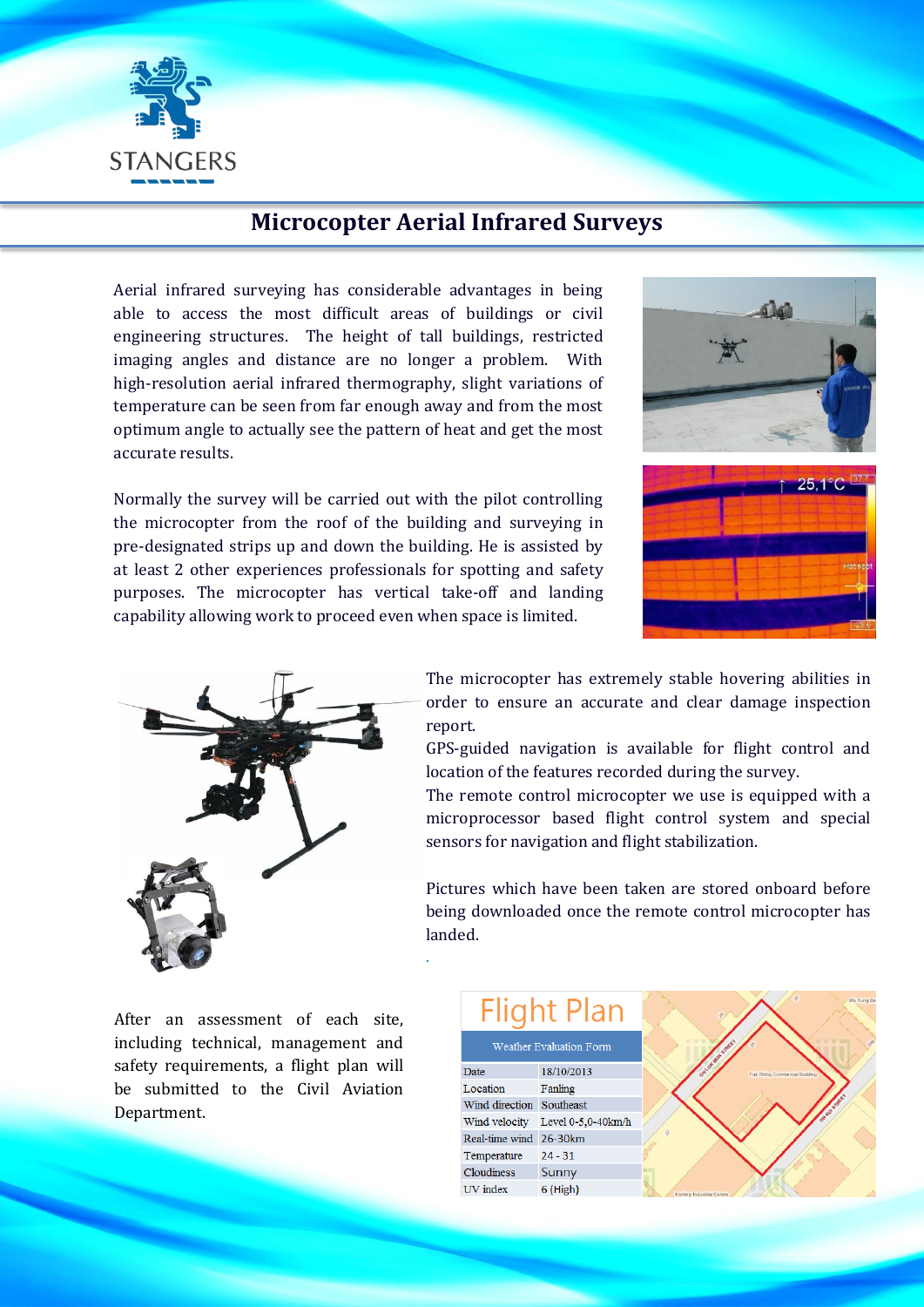STANGERS

# Microcopter Aerial Infrared Surveys

Aerial infrared surveying has considerable advantages in being able to access the most difficult areas of buildings or civil engineering structures. The height of tall buildings, restricted imaging angles and distance are no longer a problem. With high-resolution aerial infrared thermography, slight variations of temperature can be seen from far enough away and from the most optimum angle to actually see the pattern of heat and get the most accurate results.

Normally the survey will be carried out with the pilot controlling the microcopter from the roof of the building and surveying in pre-designated strips up and down the building. He is assisted by at least 2 other experiences professionals for spotting and safety purposes. The microcopter has vertical take-off and landing capability allowing work to proceed even when space is limited.

The microcopter has extremely stable hovering abilities in order to ensure an accurate and clear damage inspection report.

GPS-guided navigation is available for flight control and location of the features recorded during the survey.

The remote control microcopter we use is equipped with a microprocessor based flight control system and special sensors for navigation and flight stabilization.

Pictures which have been taken are stored onboard before being downloaded once the remote control microcopter has landed.

After an assessment of each site, including technical, management and safety requirements, a flight plan will be submitted to the Civil Aviation Department.

## Flight Plan

| Weather Evaluation Form | |
|---|---|
| Date | 18/10/2013 |
| Location | Fanling |
| Wind direction | Southeast |
| Wind velocity | Level 0-5,0-40km/h |
| Real-time wind | 26-30km |
| Temperature | 24 - 31 |
| Cloudiness | Sunny |
| UV index | 6 (High) |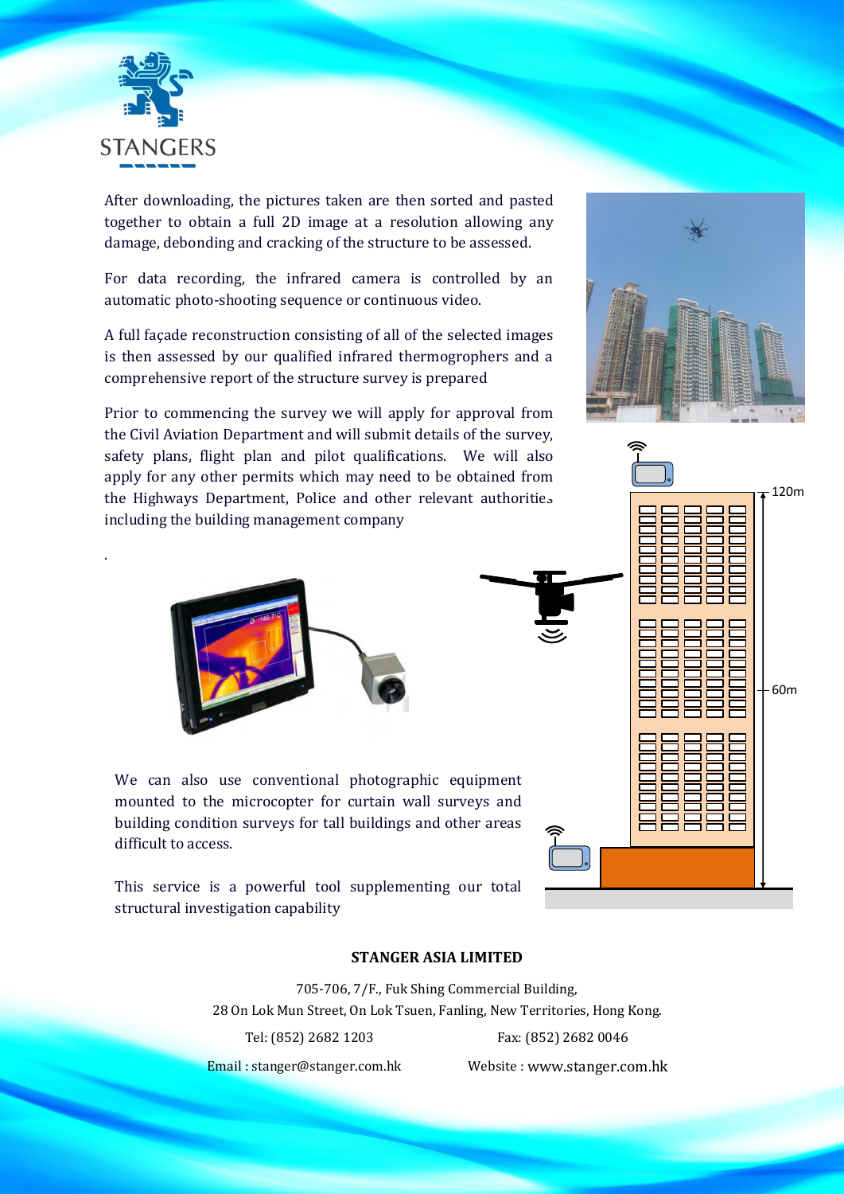After downloading, the pictures taken are then sorted and pasted together to obtain a full 2D image at a resolution allowing any damage, debonding and cracking of the structure to be assessed.

For data recording, the infrared camera is controlled by an automatic photo-shooting sequence or continuous video.

A full façade reconstruction consisting of all of the selected images is then assessed by our qualified infrared thermographers and a comprehensive report of the structure survey is prepared

Prior to commencing the survey we will apply for approval from the Civil Aviation Department and will submit details of the survey, safety plans, flight plan and pilot qualifications. We will also apply for any other permits which may need to be obtained from the Highways Department, Police and other relevant authorities including the building management company

120m

60m

We can also use conventional photographic equipment mounted to the microcopter for curtain wall surveys and building condition surveys for tall buildings and other areas difficult to access.

This service is a powerful tool supplementing our total structural investigation capability

**STANGER ASIA LIMITED**

705-706, 7/F., Fuk Shing Commercial Building,
28 On Lok Mun Street, On Lok Tsuen, Fanling, New Territories, Hong Kong.

Tel: (852) 2682 1203 Fax: (852) 2682 0046

Email : stanger@stanger.com.hk Website : www.stanger.com.hk